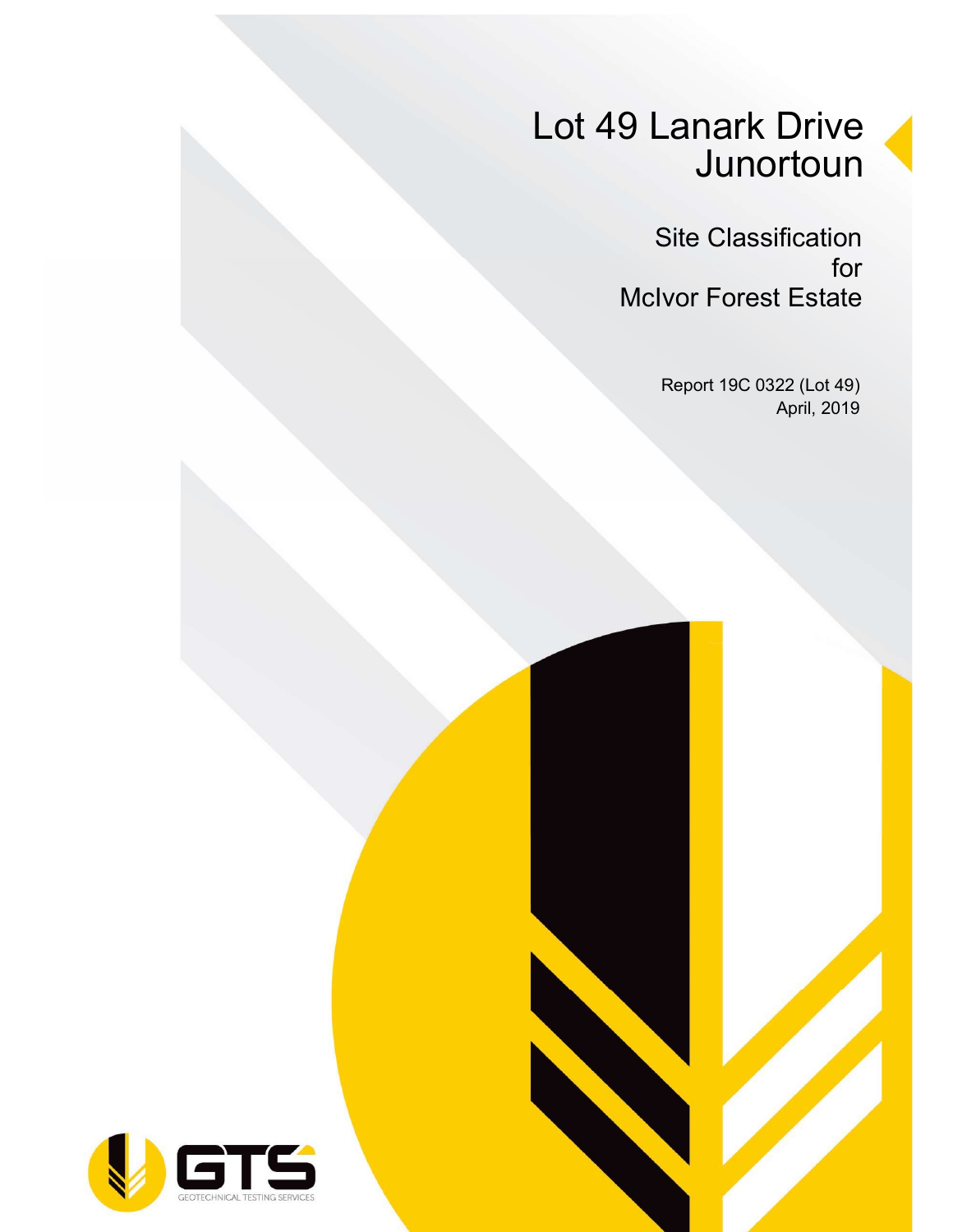# Lot 49 Lanark Drive Junortoun

## Site Classification for McIvor Forest Estate

Report 19C 0322 (Lot 49)
April, 2019

GTS
GEOTECHNICAL TESTING SERVICES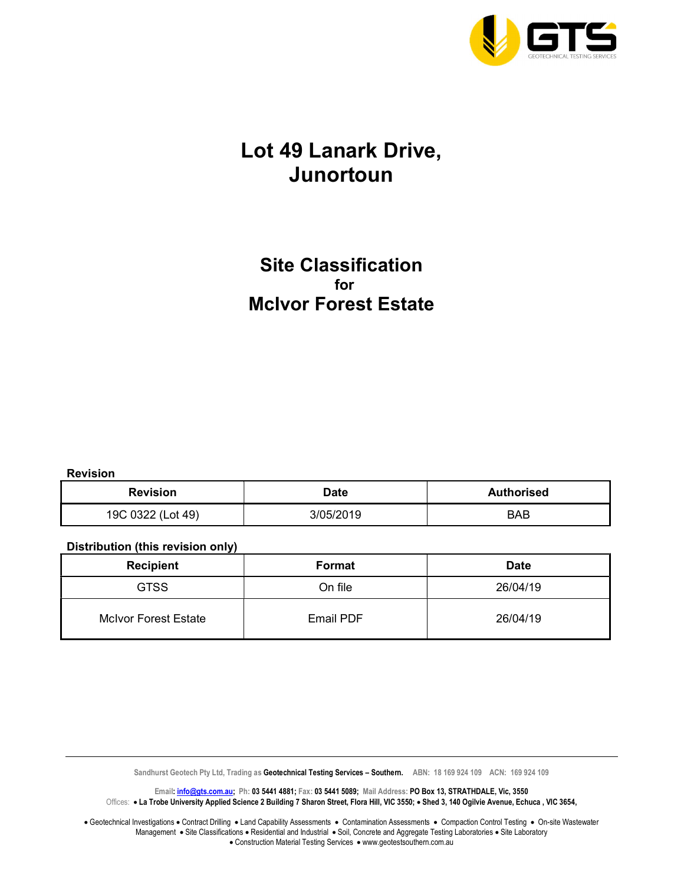# Lot 49 Lanark Drive, Junortoun

## Site Classification
**for**
## McIvor Forest Estate

**Revision**

| Revision | Date | Authorised |
|---|---|---|
| 19C 0322 (Lot 49) | 3/05/2019 | BAB |

**Distribution (this revision only)**

| Recipient | Format | Date |
|---|---|---|
| GTSS | On file | 26/04/19 |
| McIvor Forest Estate | Email PDF | 26/04/19 |

Sandhurst Geotech Pty Ltd, Trading as **Geotechnical Testing Services – Southern.** ABN: 18 169 924 109 ACN: 169 924 109

Email: info@gts.com.au; Ph: 03 5441 4881; Fax: 03 5441 5089; Mail Address: PO Box 13, STRATHDALE, Vic, 3550

Offices: • La Trobe University Applied Science 2 Building 7 Sharon Street, Flora Hill, VIC 3550; • Shed 3, 140 Ogilvie Avenue, Echuca , VIC 3654,

• Geotechnical Investigations • Contract Drilling • Land Capability Assessments • Contamination Assessments • Compaction Control Testing • On-site Wastewater Management • Site Classifications • Residential and Industrial • Soil, Concrete and Aggregate Testing Laboratories • Site Laboratory • Construction Material Testing Services • www.geotestsouthern.com.au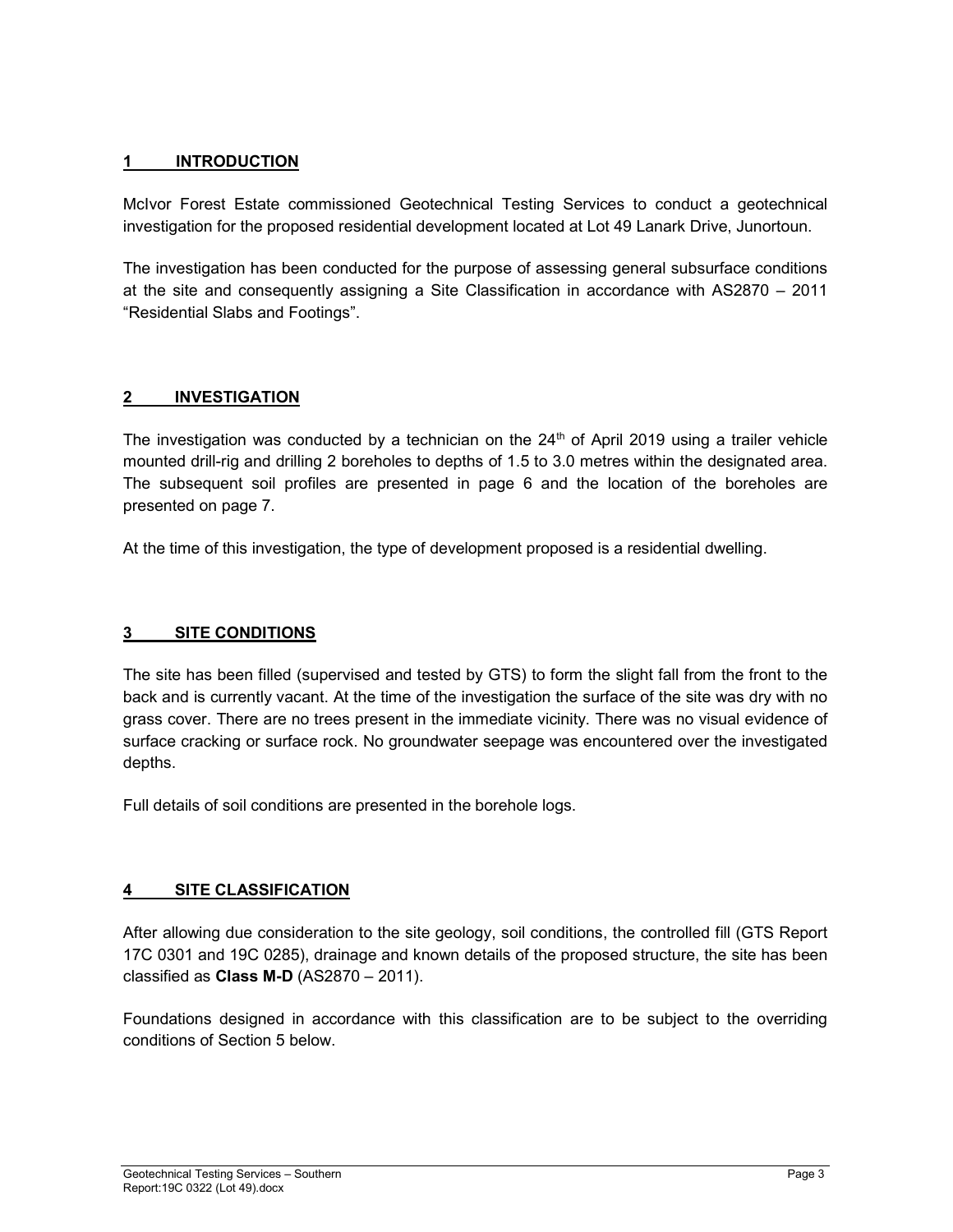## 1 INTRODUCTION

McIvor Forest Estate commissioned Geotechnical Testing Services to conduct a geotechnical investigation for the proposed residential development located at Lot 49 Lanark Drive, Junortoun.

The investigation has been conducted for the purpose of assessing general subsurface conditions at the site and consequently assigning a Site Classification in accordance with AS2870 – 2011 "Residential Slabs and Footings".

## 2 INVESTIGATION

The investigation was conducted by a technician on the 24th of April 2019 using a trailer vehicle mounted drill-rig and drilling 2 boreholes to depths of 1.5 to 3.0 metres within the designated area. The subsequent soil profiles are presented in page 6 and the location of the boreholes are presented on page 7.

At the time of this investigation, the type of development proposed is a residential dwelling.

## 3 SITE CONDITIONS

The site has been filled (supervised and tested by GTS) to form the slight fall from the front to the back and is currently vacant. At the time of the investigation the surface of the site was dry with no grass cover. There are no trees present in the immediate vicinity. There was no visual evidence of surface cracking or surface rock. No groundwater seepage was encountered over the investigated depths.

Full details of soil conditions are presented in the borehole logs.

## 4 SITE CLASSIFICATION

After allowing due consideration to the site geology, soil conditions, the controlled fill (GTS Report 17C 0301 and 19C 0285), drainage and known details of the proposed structure, the site has been classified as **Class M-D** (AS2870 – 2011).

Foundations designed in accordance with this classification are to be subject to the overriding conditions of Section 5 below.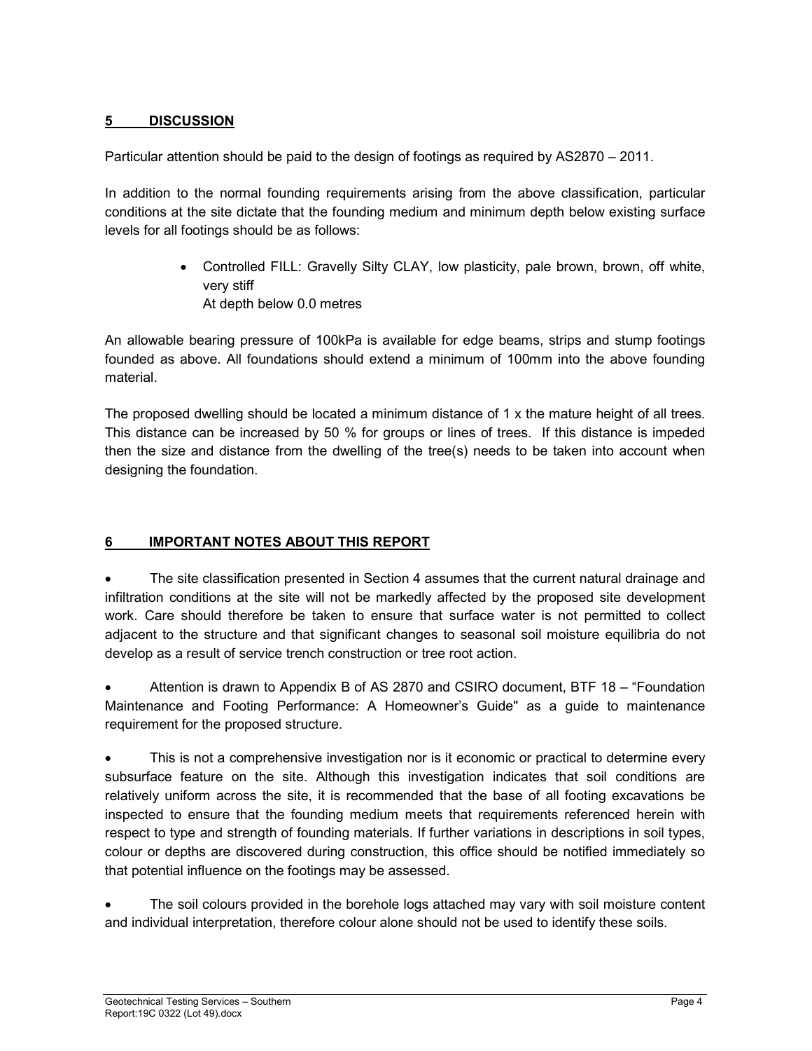## 5 DISCUSSION

Particular attention should be paid to the design of footings as required by AS2870 – 2011.

In addition to the normal founding requirements arising from the above classification, particular conditions at the site dictate that the founding medium and minimum depth below existing surface levels for all footings should be as follows:

- Controlled FILL: Gravelly Silty CLAY, low plasticity, pale brown, brown, off white, very stiff
  At depth below 0.0 metres

An allowable bearing pressure of 100kPa is available for edge beams, strips and stump footings founded as above. All foundations should extend a minimum of 100mm into the above founding material.

The proposed dwelling should be located a minimum distance of 1 x the mature height of all trees. This distance can be increased by 50 % for groups or lines of trees. If this distance is impeded then the size and distance from the dwelling of the tree(s) needs to be taken into account when designing the foundation.

## 6 IMPORTANT NOTES ABOUT THIS REPORT

- The site classification presented in Section 4 assumes that the current natural drainage and infiltration conditions at the site will not be markedly affected by the proposed site development work. Care should therefore be taken to ensure that surface water is not permitted to collect adjacent to the structure and that significant changes to seasonal soil moisture equilibria do not develop as a result of service trench construction or tree root action.

- Attention is drawn to Appendix B of AS 2870 and CSIRO document, BTF 18 – "Foundation Maintenance and Footing Performance: A Homeowner's Guide" as a guide to maintenance requirement for the proposed structure.

- This is not a comprehensive investigation nor is it economic or practical to determine every subsurface feature on the site. Although this investigation indicates that soil conditions are relatively uniform across the site, it is recommended that the base of all footing excavations be inspected to ensure that the founding medium meets that requirements referenced herein with respect to type and strength of founding materials. If further variations in descriptions in soil types, colour or depths are discovered during construction, this office should be notified immediately so that potential influence on the footings may be assessed.

- The soil colours provided in the borehole logs attached may vary with soil moisture content and individual interpretation, therefore colour alone should not be used to identify these soils.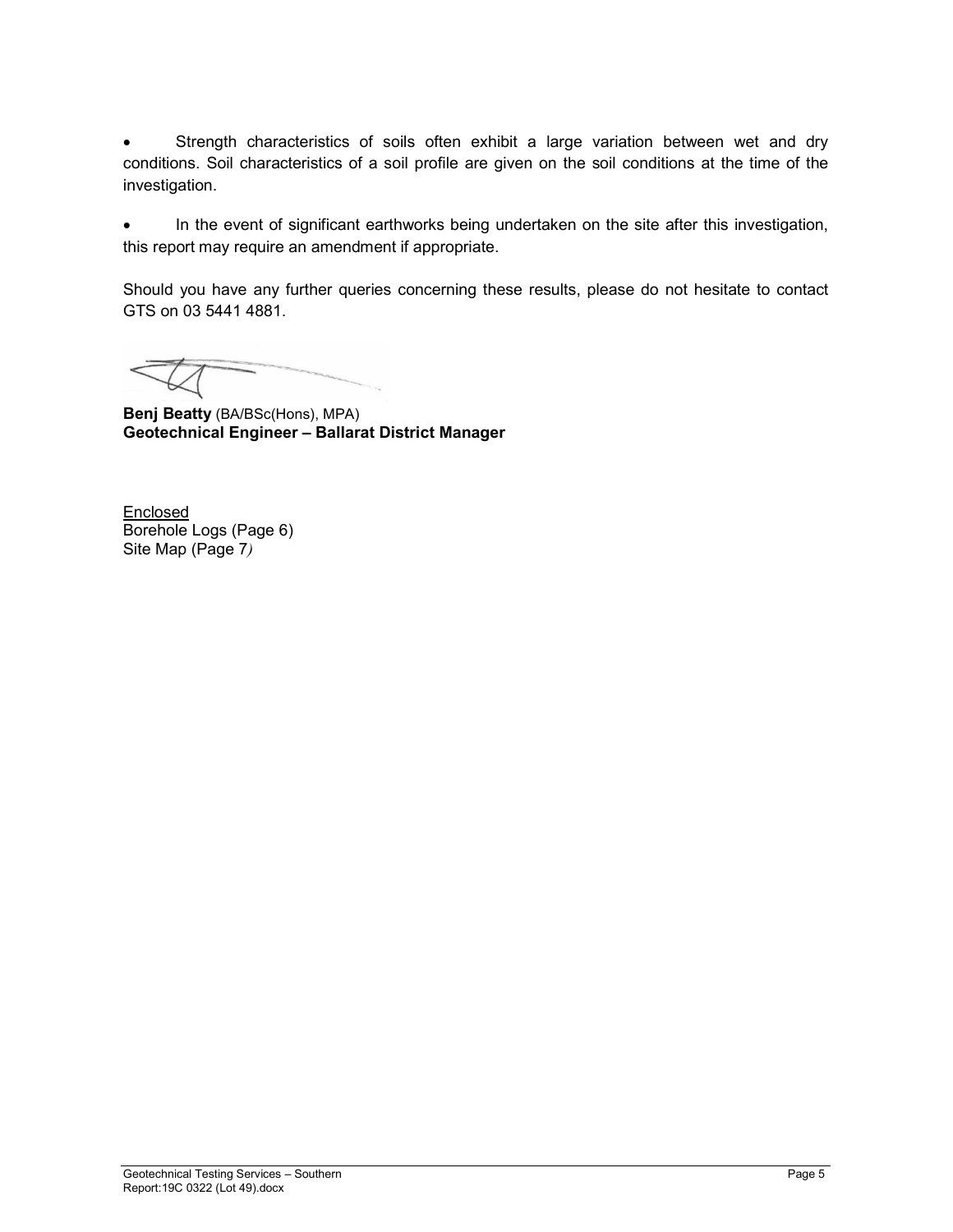- Strength characteristics of soils often exhibit a large variation between wet and dry conditions. Soil characteristics of a soil profile are given on the soil conditions at the time of the investigation.

- In the event of significant earthworks being undertaken on the site after this investigation, this report may require an amendment if appropriate.

Should you have any further queries concerning these results, please do not hesitate to contact GTS on 03 5441 4881.

**Benj Beatty** (BA/BSc(Hons), MPA)
**Geotechnical Engineer – Ballarat District Manager**

Enclosed
Borehole Logs (Page 6)
Site Map (Page 7)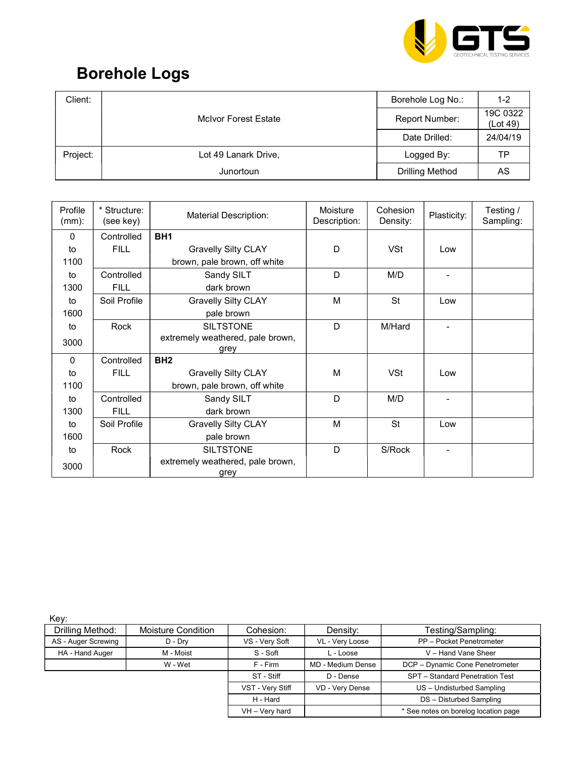# Borehole Logs

| Client: | McIvor Forest Estate | Borehole Log No.: | 1-2 |
|---|---|---|---|
| | | Report Number: | 19C 0322 (Lot 49) |
| | | Date Drilled: | 24/04/19 |
| Project: | Lot 49 Lanark Drive, | Logged By: | TP |
| | Junortoun | Drilling Method | AS |

| Profile (mm): | * Structure: (see key) | Material Description: | Moisture Description: | Cohesion Density: | Plasticity: | Testing / Sampling: |
|---|---|---|---|---|---|---|
| 0 to 1100 | Controlled FILL | **BH1** Gravelly Silty CLAY brown, pale brown, off white | D | VSt | Low | |
| to 1300 | Controlled FILL | Sandy SILT dark brown | D | M/D | - | |
| to 1600 | Soil Profile | Gravelly Silty CLAY pale brown | M | St | Low | |
| to 3000 | Rock | SILTSTONE extremely weathered, pale brown, grey | D | M/Hard | - | |
| 0 to 1100 | Controlled FILL | **BH2** Gravelly Silty CLAY brown, pale brown, off white | M | VSt | Low | |
| to 1300 | Controlled FILL | Sandy SILT dark brown | D | M/D | - | |
| to 1600 | Soil Profile | Gravelly Silty CLAY pale brown | M | St | Low | |
| to 3000 | Rock | SILTSTONE extremely weathered, pale brown, grey | D | S/Rock | - | |

Key:

| Drilling Method: | Moisture Condition | Cohesion: | Density: | Testing/Sampling: |
|---|---|---|---|---|
| AS - Auger Screwing | D - Dry | VS - Very Soft | VL - Very Loose | PP – Pocket Penetrometer |
| HA - Hand Auger | M - Moist | S - Soft | L - Loose | V – Hand Vane Sheer |
| | W - Wet | F - Firm | MD - Medium Dense | DCP – Dynamic Cone Penetrometer |
| | | ST - Stiff | D - Dense | SPT – Standard Penetration Test |
| | | VST - Very Stiff | VD - Very Dense | US – Undisturbed Sampling |
| | | H - Hard | | DS – Disturbed Sampling |
| | | VH – Very hard | | * See notes on borelog location page |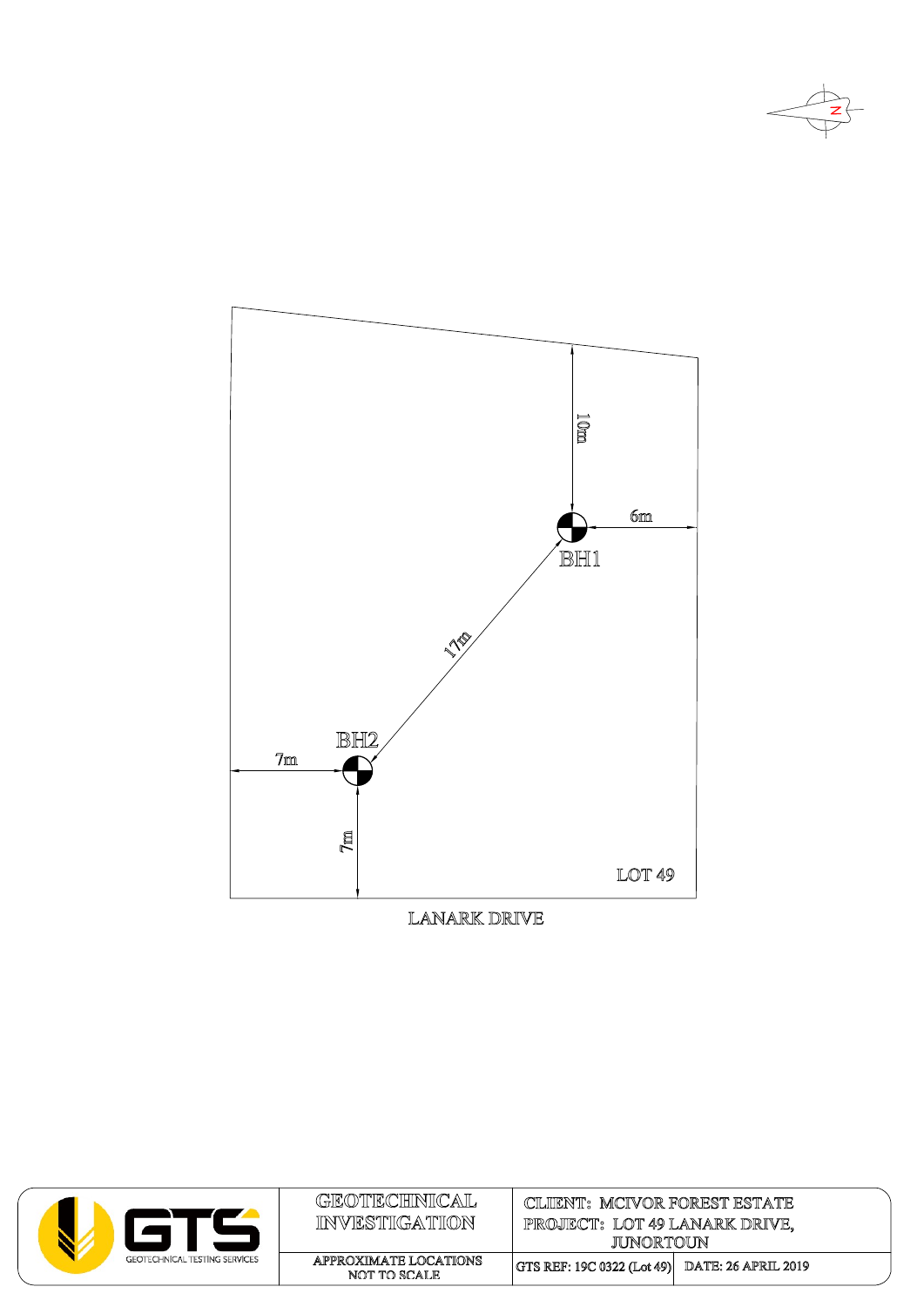N

10m

6m

BH1

17m

BH2

7m

7m

LOT 49

LANARK DRIVE

| | | |
|---|---|---|
| GTS GEOTECHNICAL TESTING SERVICES | GEOTECHNICAL INVESTIGATION | CLIENT: MCIVOR FOREST ESTATE<br>PROJECT: LOT 49 LANARK DRIVE, JUNORTOUN |
| | APPROXIMATE LOCATIONS NOT TO SCALE | GTS REF: 19C 0322 (Lot 49) DATE: 26 APRIL 2019 |